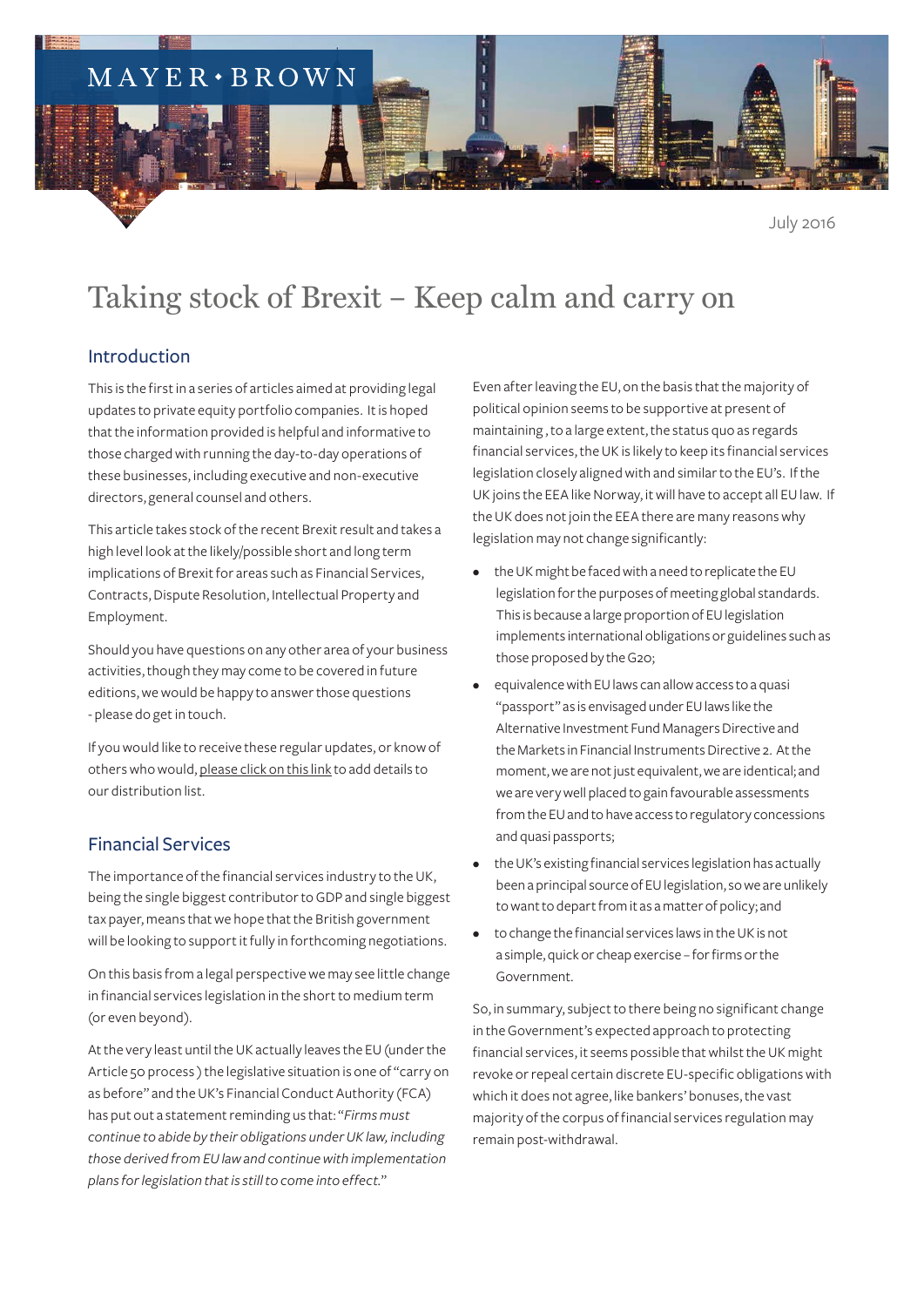MAYER • BROWN

July 2016

# Taking stock of Brexit – Keep calm and carry on

## Introduction

This is the first in a series of articles aimed at providing legal updates to private equity portfolio companies. It is hoped that the information provided is helpful and informative to those charged with running the day-to-day operations of these businesses, including executive and non-executive directors, general counsel and others.

This article takes stock of the recent Brexit result and takes a high level look at the likely/possible short and long term implications of Brexit for areas such as Financial Services, Contracts, Dispute Resolution, Intellectual Property and Employment.

Should you have questions on any other area of your business activities, though they may come to be covered in future editions, we would be happy to answer those questions - please do get in touch.

If you would like to receive these regular updates, or know of others who would, please click on this link to add details to our distribution list.

## Financial Services

The importance of the financial services industry to the UK, being the single biggest contributor to GDP and single biggest tax payer, means that we hope that the British government will be looking to support it fully in forthcoming negotiations.

On this basis from a legal perspective we may see little change in financial services legislation in the short to medium term (or even beyond).

At the very least until the UK actually leaves the EU (under the Article 50 process ) the legislative situation is one of "carry on as before" and the UK's Financial Conduct Authority (FCA) has put out a statement reminding us that: "*Firms must continue to abide by their obligations under UK law, including those derived from EU law and continue with implementation plans for legislation that is still to come into effect.*"

Even after leaving the EU, on the basis that the majority of political opinion seems to be supportive at present of maintaining , to a large extent, the status quo as regards financial services, the UK is likely to keep its financial services legislation closely aligned with and similar to the EU's. If the UK joins the EEA like Norway, it will have to accept all EU law. If the UK does not join the EEA there are many reasons why legislation may not change significantly:

- the UK might be faced with a need to replicate the EU legislation for the purposes of meeting global standards. This is because a large proportion of EU legislation implements international obligations or guidelines such as those proposed by the G20;
- equivalence with EU laws can allow access to a quasi "passport" as is envisaged under EU laws like the Alternative Investment Fund Managers Directive and the Markets in Financial Instruments Directive 2. At the moment, we are not just equivalent, we are identical; and we are very well placed to gain favourable assessments from the EU and to have access to regulatory concessions and quasi passports;
- the UK's existing financial services legislation has actually been a principal source of EU legislation, so we are unlikely to want to depart from it as a matter of policy; and
- to change the financial services laws in the UK is not a simple, quick or cheap exercise – for firms or the Government.

So, in summary, subject to there being no significant change in the Government's expected approach to protecting financial services, it seems possible that whilst the UK might revoke or repeal certain discrete EU-specific obligations with which it does not agree, like bankers' bonuses, the vast majority of the corpus of financial services regulation may remain post-withdrawal.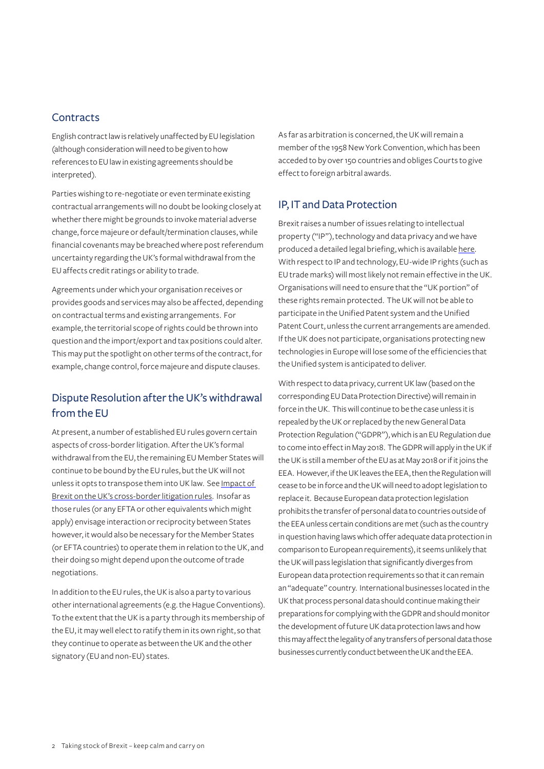## Contracts

English contract law is relatively unaffected by EU legislation (although consideration will need to be given to how references to EU law in existing agreements should be interpreted).

Parties wishing to re-negotiate or even terminate existing contractual arrangements will no doubt be looking closely at whether there might be grounds to invoke material adverse change, force majeure or default/termination clauses, while financial covenants may be breached where post referendum uncertainty regarding the UK's formal withdrawal from the EU affects credit ratings or ability to trade.

Agreements under which your organisation receives or provides goods and services may also be affected, depending on contractual terms and existing arrangements. For example, the territorial scope of rights could be thrown into question and the import/export and tax positions could alter. This may put the spotlight on other terms of the contract, for example, change control, force majeure and dispute clauses.

## Dispute Resolution after the UK's withdrawal from the EU

At present, a number of established EU rules govern certain aspects of cross-border litigation. After the UK's formal withdrawal from the EU, the remaining EU Member States will continue to be bound by the EU rules, but the UK will not unless it opts to transpose them into UK law. See Impact of Brexit on the UK's cross-border litigation rules. Insofar as those rules (or any EFTA or other equivalents which might apply) envisage interaction or reciprocity between States however, it would also be necessary for the Member States (or EFTA countries) to operate them in relation to the UK, and their doing so might depend upon the outcome of trade negotiations.

In addition to the EU rules, the UK is also a party to various other international agreements (e.g. the Hague Conventions). To the extent that the UK is a party through its membership of the EU, it may well elect to ratify them in its own right, so that they continue to operate as between the UK and the other signatory (EU and non-EU) states.

As far as arbitration is concerned, the UK will remain a member of the 1958 New York Convention, which has been acceded to by over 150 countries and obliges Courts to give effect to foreign arbitral awards.

## IP, IT and Data Protection

Brexit raises a number of issues relating to intellectual property ("IP"), technology and data privacy and we have produced a detailed legal briefing, which is available here. With respect to IP and technology, EU-wide IP rights (such as EU trade marks) will most likely not remain effective in the UK. Organisations will need to ensure that the "UK portion" of these rights remain protected. The UK will not be able to participate in the Unified Patent system and the Unified Patent Court, unless the current arrangements are amended. If the UK does not participate, organisations protecting new technologies in Europe will lose some of the efficiencies that the Unified system is anticipated to deliver.

With respect to data privacy, current UK law (based on the corresponding EU Data Protection Directive) will remain in force in the UK. This will continue to be the case unless it is repealed by the UK or replaced by the new General Data Protection Regulation ("GDPR"), which is an EU Regulation due to come into effect in May 2018. The GDPR will apply in the UK if the UK is still a member of the EU as at May 2018 or if it joins the EEA. However, if the UK leaves the EEA, then the Regulation will cease to be in force and the UK will need to adopt legislation to replace it. Because European data protection legislation prohibits the transfer of personal data to countries outside of the EEA unless certain conditions are met (such as the country in question having laws which offer adequate data protection in comparison to European requirements), it seems unlikely that the UK will pass legislation that significantly diverges from European data protection requirements so that it can remain an "adequate" country. International businesses located in the UK that process personal data should continue making their preparations for complying with the GDPR and should monitor the development of future UK data protection laws and how this may affect the legality of any transfers of personal data those businesses currently conduct between the UK and the EEA.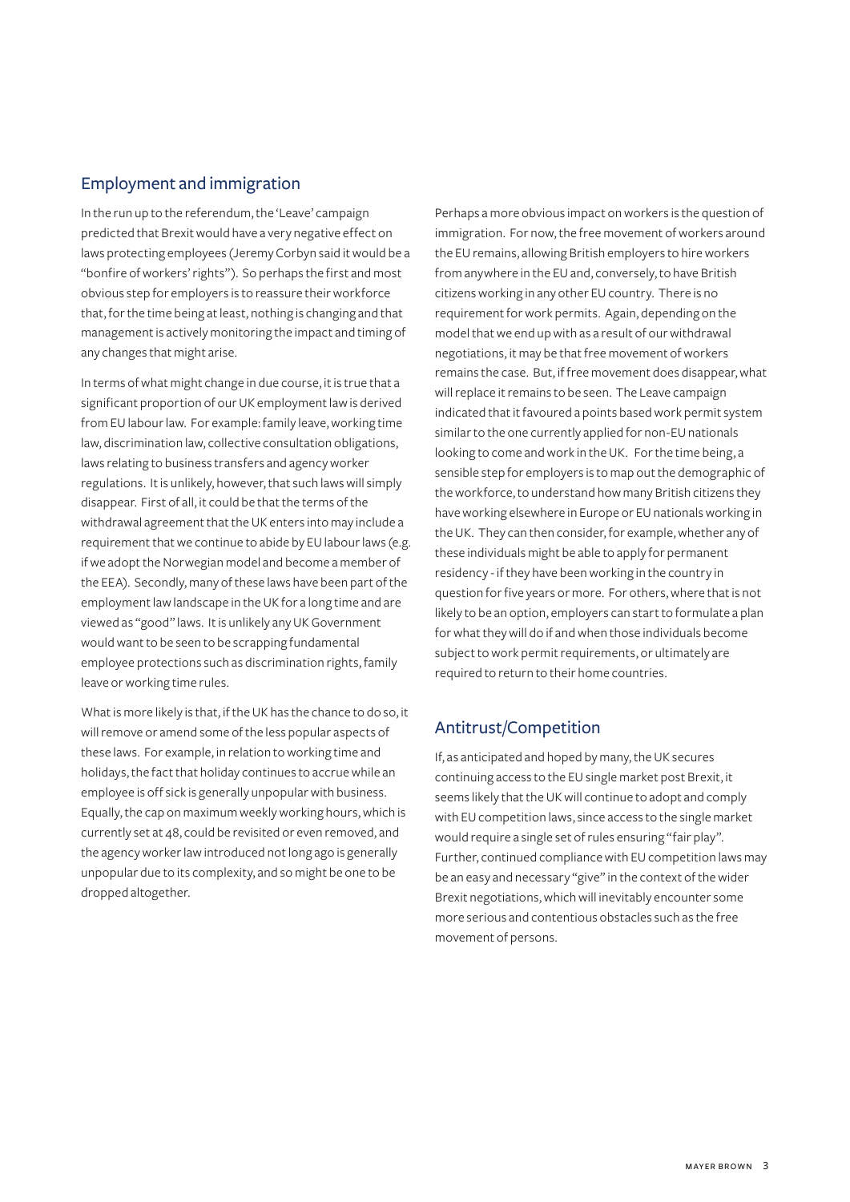## Employment and immigration

In the run up to the referendum, the 'Leave' campaign predicted that Brexit would have a very negative effect on laws protecting employees (Jeremy Corbyn said it would be a "bonfire of workers' rights"). So perhaps the first and most obvious step for employers is to reassure their workforce that, for the time being at least, nothing is changing and that management is actively monitoring the impact and timing of any changes that might arise.

In terms of what might change in due course, it is true that a significant proportion of our UK employment law is derived from EU labour law. For example: family leave, working time law, discrimination law, collective consultation obligations, laws relating to business transfers and agency worker regulations. It is unlikely, however, that such laws will simply disappear. First of all, it could be that the terms of the withdrawal agreement that the UK enters into may include a requirement that we continue to abide by EU labour laws (e.g. if we adopt the Norwegian model and become a member of the EEA). Secondly, many of these laws have been part of the employment law landscape in the UK for a long time and are viewed as "good" laws. It is unlikely any UK Government would want to be seen to be scrapping fundamental employee protections such as discrimination rights, family leave or working time rules.

What is more likely is that, if the UK has the chance to do so, it will remove or amend some of the less popular aspects of these laws. For example, in relation to working time and holidays, the fact that holiday continues to accrue while an employee is off sick is generally unpopular with business. Equally, the cap on maximum weekly working hours, which is currently set at 48, could be revisited or even removed, and the agency worker law introduced not long ago is generally unpopular due to its complexity, and so might be one to be dropped altogether.

Perhaps a more obvious impact on workers is the question of immigration. For now, the free movement of workers around the EU remains, allowing British employers to hire workers from anywhere in the EU and, conversely, to have British citizens working in any other EU country. There is no requirement for work permits. Again, depending on the model that we end up with as a result of our withdrawal negotiations, it may be that free movement of workers remains the case. But, if free movement does disappear, what will replace it remains to be seen. The Leave campaign indicated that it favoured a points based work permit system similar to the one currently applied for non-EU nationals looking to come and work in the UK. For the time being, a sensible step for employers is to map out the demographic of the workforce, to understand how many British citizens they have working elsewhere in Europe or EU nationals working in the UK. They can then consider, for example, whether any of these individuals might be able to apply for permanent residency - if they have been working in the country in question for five years or more. For others, where that is not likely to be an option, employers can start to formulate a plan for what they will do if and when those individuals become subject to work permit requirements, or ultimately are required to return to their home countries.

## Antitrust/Competition

If, as anticipated and hoped by many, the UK secures continuing access to the EU single market post Brexit, it seems likely that the UK will continue to adopt and comply with EU competition laws, since access to the single market would require a single set of rules ensuring "fair play". Further, continued compliance with EU competition laws may be an easy and necessary "give" in the context of the wider Brexit negotiations, which will inevitably encounter some more serious and contentious obstacles such as the free movement of persons.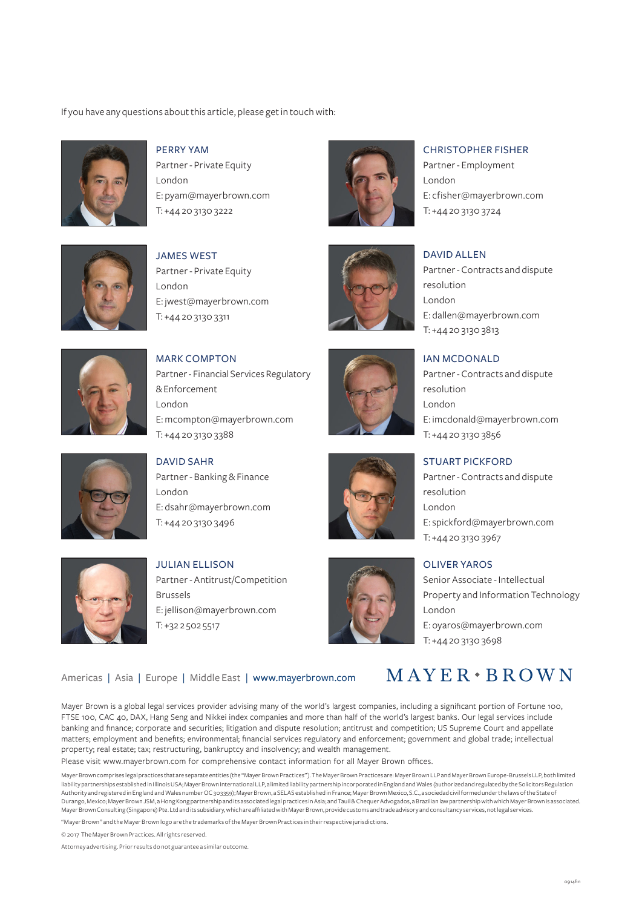If you have any questions about this article, please get in touch with:

**PERRY YAM**
Partner - Private Equity
London
E: pyam@mayerbrown.com
T: +44 20 3130 3222

**JAMES WEST**
Partner - Private Equity
London
E: jwest@mayerbrown.com
T: +44 20 3130 3311

**MARK COMPTON**
Partner - Financial Services Regulatory & Enforcement
London
E: mcompton@mayerbrown.com
T: +44 20 3130 3388

**DAVID SAHR**
Partner - Banking & Finance
London
E: dsahr@mayerbrown.com
T: +44 20 3130 3496

**JULIAN ELLISON**
Partner - Antitrust/Competition
Brussels
E: jellison@mayerbrown.com
T: +32 2 502 5517

**CHRISTOPHER FISHER**
Partner - Employment
London
E: cfisher@mayerbrown.com
T: +44 20 3130 3724

**DAVID ALLEN**
Partner - Contracts and dispute resolution
London
E: dallen@mayerbrown.com
T: +44 20 3130 3813

**IAN MCDONALD**
Partner - Contracts and dispute resolution
London
E: imcdonald@mayerbrown.com
T: +44 20 3130 3856

**STUART PICKFORD**
Partner - Contracts and dispute resolution
London
E: spickford@mayerbrown.com
T: +44 20 3130 3967

**OLIVER YAROS**
Senior Associate - Intellectual Property and Information Technology
London
E: oyaros@mayerbrown.com
T: +44 20 3130 3698

Americas | Asia | Europe | Middle East | www.mayerbrown.com

MAYER • BROWN

Mayer Brown is a global legal services provider advising many of the world's largest companies, including a significant portion of Fortune 100, FTSE 100, CAC 40, DAX, Hang Seng and Nikkei index companies and more than half of the world's largest banks. Our legal services include banking and finance; corporate and securities; litigation and dispute resolution; antitrust and competition; US Supreme Court and appellate matters; employment and benefits; environmental; financial services regulatory and enforcement; government and global trade; intellectual property; real estate; tax; restructuring, bankruptcy and insolvency; and wealth management.
Please visit www.mayerbrown.com for comprehensive contact information for all Mayer Brown offices.

Mayer Brown comprises legal practices that are separate entities (the "Mayer Brown Practices"). The Mayer Brown Practices are: Mayer Brown LLP and Mayer Brown Europe-Brussels LLP, both limited liability partnerships established in Illinois USA; Mayer Brown International LLP, a limited liability partnership incorporated in England and Wales (authorized and regulated by the Solicitors Regulation Authority and registered in England and Wales number OC 303359); Mayer Brown, a SELAS established in France; Mayer Brown Mexico, S.C., a sociedad civil formed under the laws of the State of Durango, Mexico; Mayer Brown JSM, a Hong Kong partnership and its associated legal practices in Asia; and Tauil & Chequer Advogados, a Brazilian law partnership with which Mayer Brown is associated. Mayer Brown Consulting (Singapore) Pte. Ltd and its subsidiary, which are affiliated with Mayer Brown, provide customs and trade advisory and consultancy services, not legal services.

"Mayer Brown" and the Mayer Brown logo are the trademarks of the Mayer Brown Practices in their respective jurisdictions.

© 2017 The Mayer Brown Practices. All rights reserved.

Attorney advertising. Prior results do not guarantee a similar outcome.

0914fin